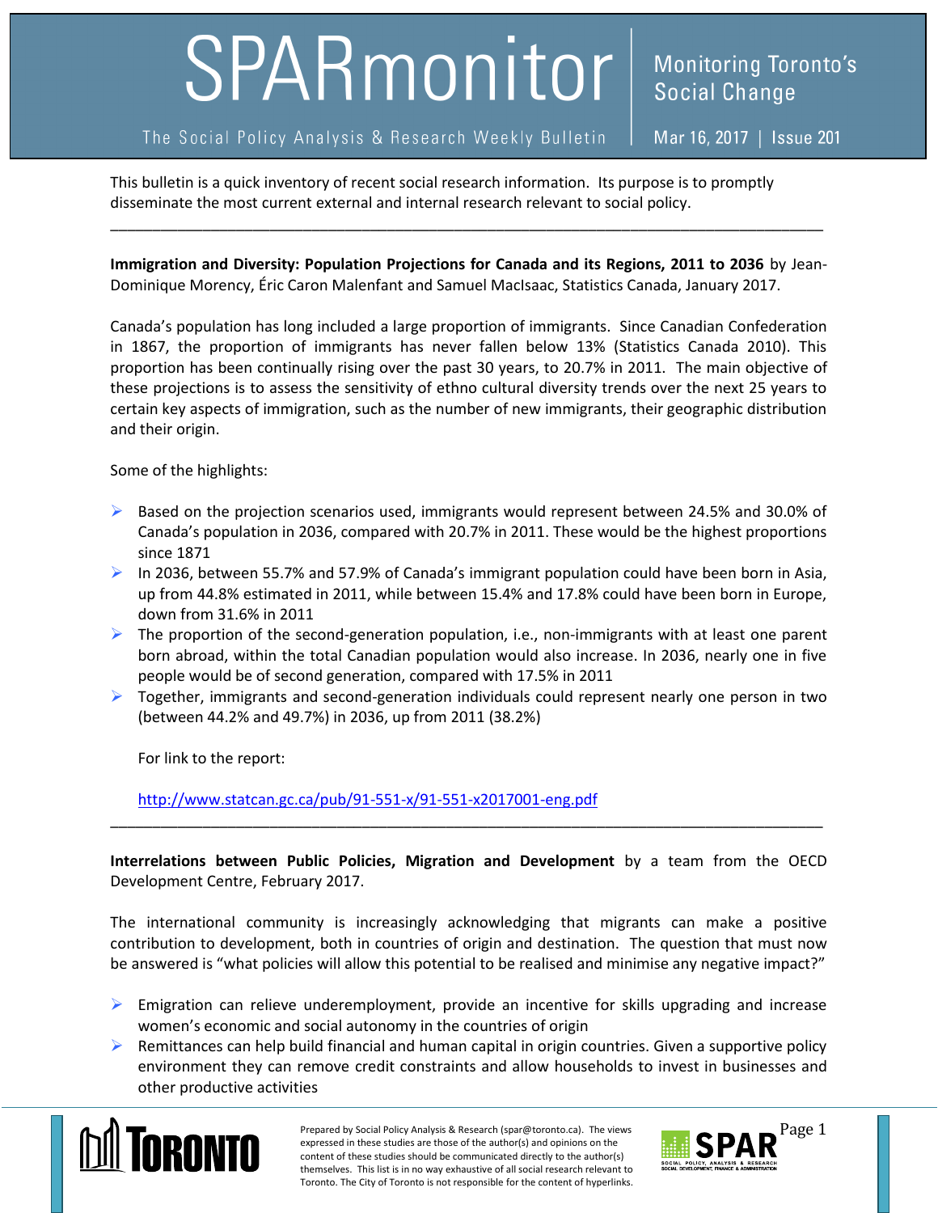# SPARmonitor

Monitoring Toronto's Social Change

The Social Policy Analysis & Research Weekly Bulletin | Mar 16, 2017 | Issue 201

This bulletin is a quick inventory of recent social research information. Its purpose is to promptly disseminate the most current external and internal research relevant to social policy.

---

**Immigration and Diversity: Population Projections for Canada and its Regions, 2011 to 2036** by Jean-Dominique Morency, Éric Caron Malenfant and Samuel MacIsaac, Statistics Canada, January 2017.

Canada's population has long included a large proportion of immigrants. Since Canadian Confederation in 1867, the proportion of immigrants has never fallen below 13% (Statistics Canada 2010). This proportion has been continually rising over the past 30 years, to 20.7% in 2011. The main objective of these projections is to assess the sensitivity of ethno cultural diversity trends over the next 25 years to certain key aspects of immigration, such as the number of new immigrants, their geographic distribution and their origin.

Some of the highlights:

- Based on the projection scenarios used, immigrants would represent between 24.5% and 30.0% of Canada's population in 2036, compared with 20.7% in 2011. These would be the highest proportions since 1871
- In 2036, between 55.7% and 57.9% of Canada's immigrant population could have been born in Asia, up from 44.8% estimated in 2011, while between 15.4% and 17.8% could have been born in Europe, down from 31.6% in 2011
- The proportion of the second-generation population, i.e., non-immigrants with at least one parent born abroad, within the total Canadian population would also increase. In 2036, nearly one in five people would be of second generation, compared with 17.5% in 2011
- Together, immigrants and second-generation individuals could represent nearly one person in two (between 44.2% and 49.7%) in 2036, up from 2011 (38.2%)

For link to the report:

http://www.statcan.gc.ca/pub/91-551-x/91-551-x2017001-eng.pdf

---

**Interrelations between Public Policies, Migration and Development** by a team from the OECD Development Centre, February 2017.

The international community is increasingly acknowledging that migrants can make a positive contribution to development, both in countries of origin and destination. The question that must now be answered is "what policies will allow this potential to be realised and minimise any negative impact?"

- Emigration can relieve underemployment, provide an incentive for skills upgrading and increase women's economic and social autonomy in the countries of origin
- Remittances can help build financial and human capital in origin countries. Given a supportive policy environment they can remove credit constraints and allow households to invest in businesses and other productive activities

Prepared by Social Policy Analysis & Research (spar@toronto.ca). The views expressed in these studies are those of the author(s) and opinions on the content of these studies should be communicated directly to the author(s) themselves. This list is in no way exhaustive of all social research relevant to Toronto. The City of Toronto is not responsible for the content of hyperlinks.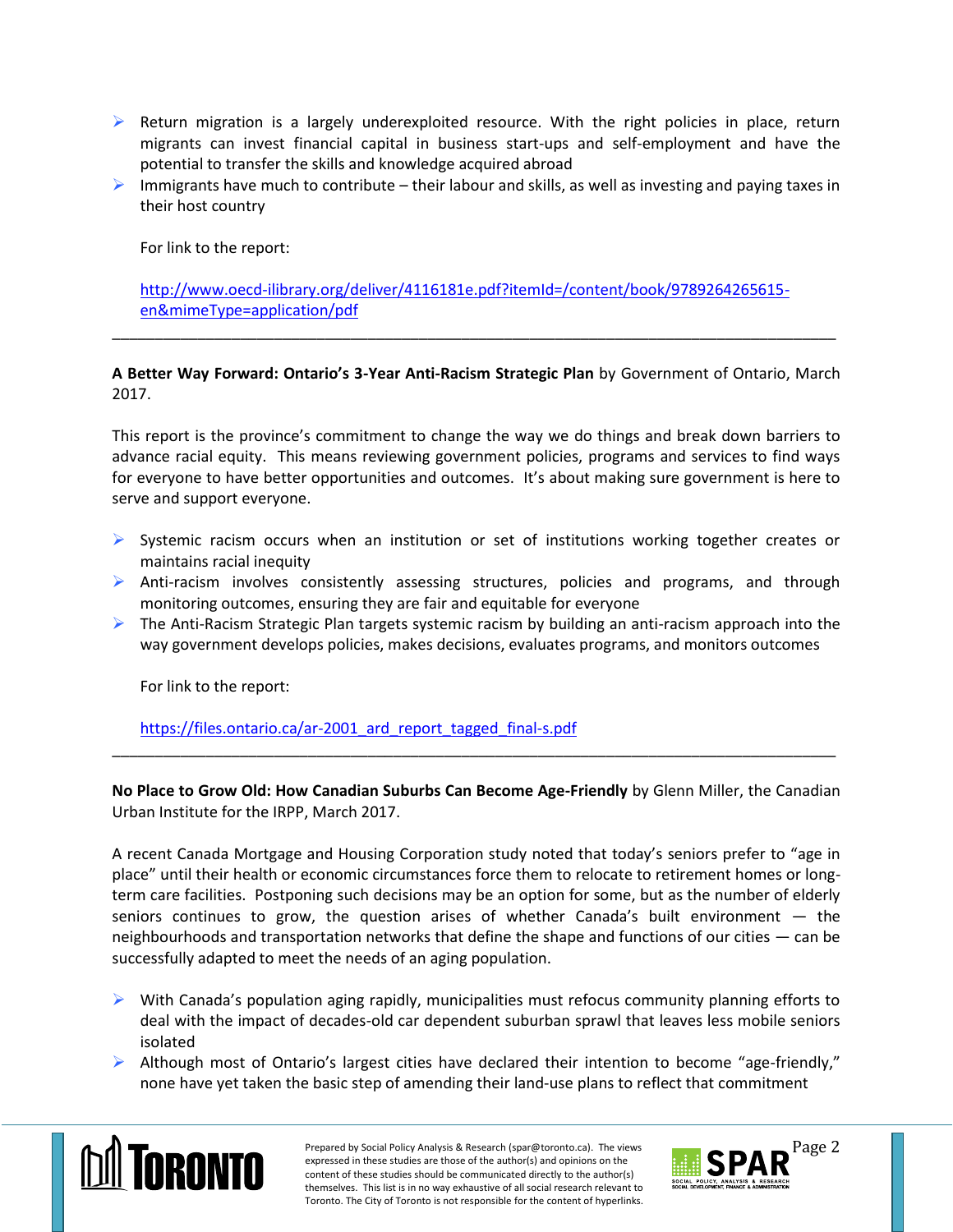- Return migration is a largely underexploited resource. With the right policies in place, return migrants can invest financial capital in business start-ups and self-employment and have the potential to transfer the skills and knowledge acquired abroad
- Immigrants have much to contribute – their labour and skills, as well as investing and paying taxes in their host country

For link to the report:

http://www.oecd-ilibrary.org/deliver/4116181e.pdf?itemId=/content/book/9789264265615-en&mimeType=application/pdf

---

**A Better Way Forward: Ontario's 3-Year Anti-Racism Strategic Plan** by Government of Ontario, March 2017.

This report is the province's commitment to change the way we do things and break down barriers to advance racial equity. This means reviewing government policies, programs and services to find ways for everyone to have better opportunities and outcomes. It's about making sure government is here to serve and support everyone.

- Systemic racism occurs when an institution or set of institutions working together creates or maintains racial inequity
- Anti-racism involves consistently assessing structures, policies and programs, and through monitoring outcomes, ensuring they are fair and equitable for everyone
- The Anti-Racism Strategic Plan targets systemic racism by building an anti-racism approach into the way government develops policies, makes decisions, evaluates programs, and monitors outcomes

For link to the report:

https://files.ontario.ca/ar-2001_ard_report_tagged_final-s.pdf

---

**No Place to Grow Old: How Canadian Suburbs Can Become Age-Friendly** by Glenn Miller, the Canadian Urban Institute for the IRPP, March 2017.

A recent Canada Mortgage and Housing Corporation study noted that today's seniors prefer to "age in place" until their health or economic circumstances force them to relocate to retirement homes or long-term care facilities. Postponing such decisions may be an option for some, but as the number of elderly seniors continues to grow, the question arises of whether Canada's built environment — the neighbourhoods and transportation networks that define the shape and functions of our cities — can be successfully adapted to meet the needs of an aging population.

- With Canada's population aging rapidly, municipalities must refocus community planning efforts to deal with the impact of decades-old car dependent suburban sprawl that leaves less mobile seniors isolated
- Although most of Ontario's largest cities have declared their intention to become "age-friendly," none have yet taken the basic step of amending their land-use plans to reflect that commitment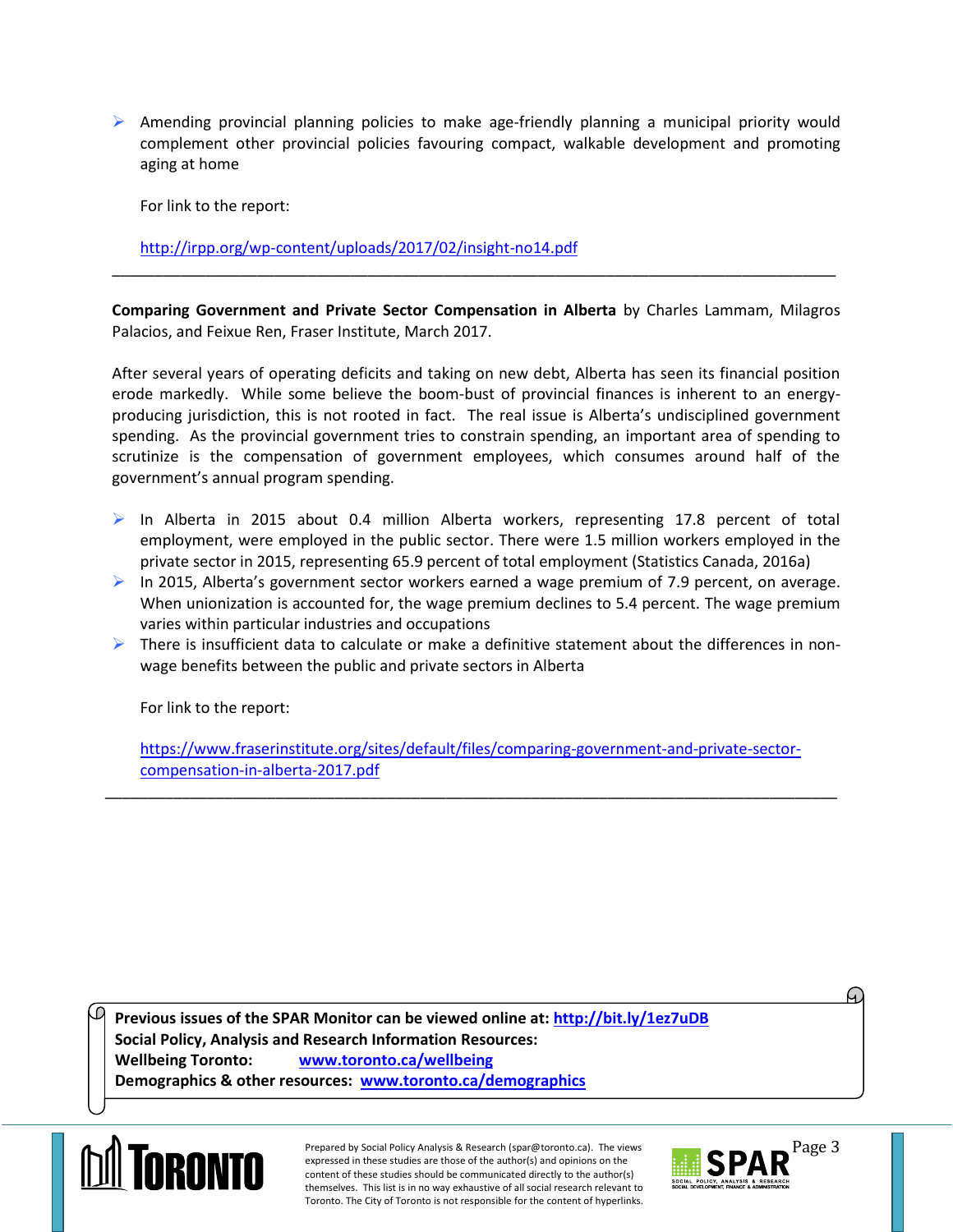- Amending provincial planning policies to make age-friendly planning a municipal priority would complement other provincial policies favouring compact, walkable development and promoting aging at home

  For link to the report:

  http://irpp.org/wp-content/uploads/2017/02/insight-no14.pdf

---

**Comparing Government and Private Sector Compensation in Alberta** by Charles Lammam, Milagros Palacios, and Feixue Ren, Fraser Institute, March 2017.

After several years of operating deficits and taking on new debt, Alberta has seen its financial position erode markedly. While some believe the boom-bust of provincial finances is inherent to an energy-producing jurisdiction, this is not rooted in fact. The real issue is Alberta's undisciplined government spending. As the provincial government tries to constrain spending, an important area of spending to scrutinize is the compensation of government employees, which consumes around half of the government's annual program spending.

- In Alberta in 2015 about 0.4 million Alberta workers, representing 17.8 percent of total employment, were employed in the public sector. There were 1.5 million workers employed in the private sector in 2015, representing 65.9 percent of total employment (Statistics Canada, 2016a)
- In 2015, Alberta's government sector workers earned a wage premium of 7.9 percent, on average. When unionization is accounted for, the wage premium declines to 5.4 percent. The wage premium varies within particular industries and occupations
- There is insufficient data to calculate or make a definitive statement about the differences in non-wage benefits between the public and private sectors in Alberta

  For link to the report:

  https://www.fraserinstitute.org/sites/default/files/comparing-government-and-private-sector-compensation-in-alberta-2017.pdf

---

**Previous issues of the SPAR Monitor can be viewed online at: http://bit.ly/1ez7uDB**
**Social Policy, Analysis and Research Information Resources:**
**Wellbeing Toronto: www.toronto.ca/wellbeing**
**Demographics & other resources: www.toronto.ca/demographics**

Prepared by Social Policy Analysis & Research (spar@toronto.ca). The views expressed in these studies are those of the author(s) and opinions on the content of these studies should be communicated directly to the author(s) themselves. This list is in no way exhaustive of all social research relevant to Toronto. The City of Toronto is not responsible for the content of hyperlinks.